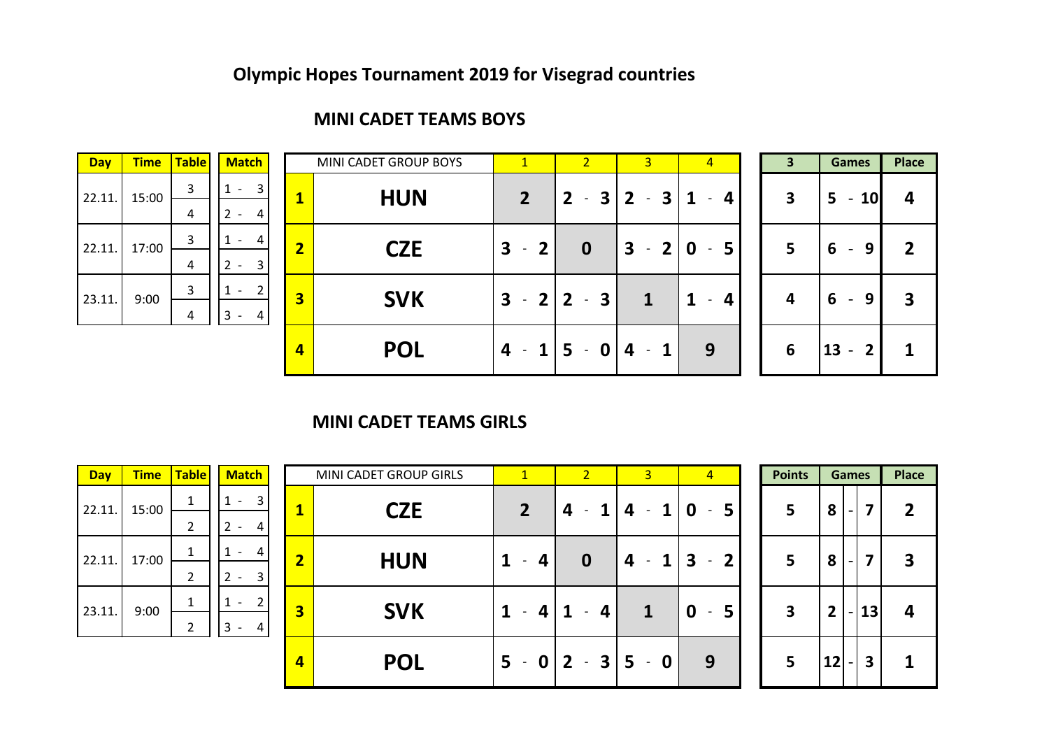## Olympic Hopes Tournament 2019 for Visegrad countries

### MINI CADET TEAMS BOYS

| Day | Time | Table | Match |
|---|---|---|---|
| 22.11. | 15:00 | 3 | 1 - 3 |
| | | 4 | 2 - 4 |
| 22.11. | 17:00 | 3 | 1 - 4 |
| | | 4 | 2 - 3 |
| 23.11. | 9:00 | 3 | 1 - 2 |
| | | 4 | 3 - 4 |

| | MINI CADET GROUP BOYS | 1 | 2 | 3 | 4 | 3 | Games | Place |
|---|---|---|---|---|---|---|---|---|
| 1 | HUN | 2 | 2 - 3 | 2 - 3 | 1 - 4 | 3 | 5 - 10 | 4 |
| 2 | CZE | 3 - 2 | 0 | 3 - 2 | 0 - 5 | 5 | 6 - 9 | 2 |
| 3 | SVK | 3 - 2 | 2 - 3 | 1 | 1 - 4 | 4 | 6 - 9 | 3 |
| 4 | POL | 4 - 1 | 5 - 0 | 4 - 1 | 9 | 6 | 13 - 2 | 1 |

### MINI CADET TEAMS GIRLS

| Day | Time | Table | Match |
|---|---|---|---|
| 22.11. | 15:00 | 1 | 1 - 3 |
| | | 2 | 2 - 4 |
| 22.11. | 17:00 | 1 | 1 - 4 |
| | | 2 | 2 - 3 |
| 23.11. | 9:00 | 1 | 1 - 2 |
| | | 2 | 3 - 4 |

| | MINI CADET GROUP GIRLS | 1 | 2 | 3 | 4 | Points | Games | Place |
|---|---|---|---|---|---|---|---|---|
| 1 | CZE | 2 | 4 - 1 | 4 - 1 | 0 - 5 | 5 | 8 - 7 | 2 |
| 2 | HUN | 1 - 4 | 0 | 4 - 1 | 3 - 2 | 5 | 8 - 7 | 3 |
| 3 | SVK | 1 - 4 | 1 - 4 | 1 | 0 - 5 | 3 | 2 - 13 | 4 |
| 4 | POL | 5 - 0 | 2 - 3 | 5 - 0 | 9 | 5 | 12 - 3 | 1 |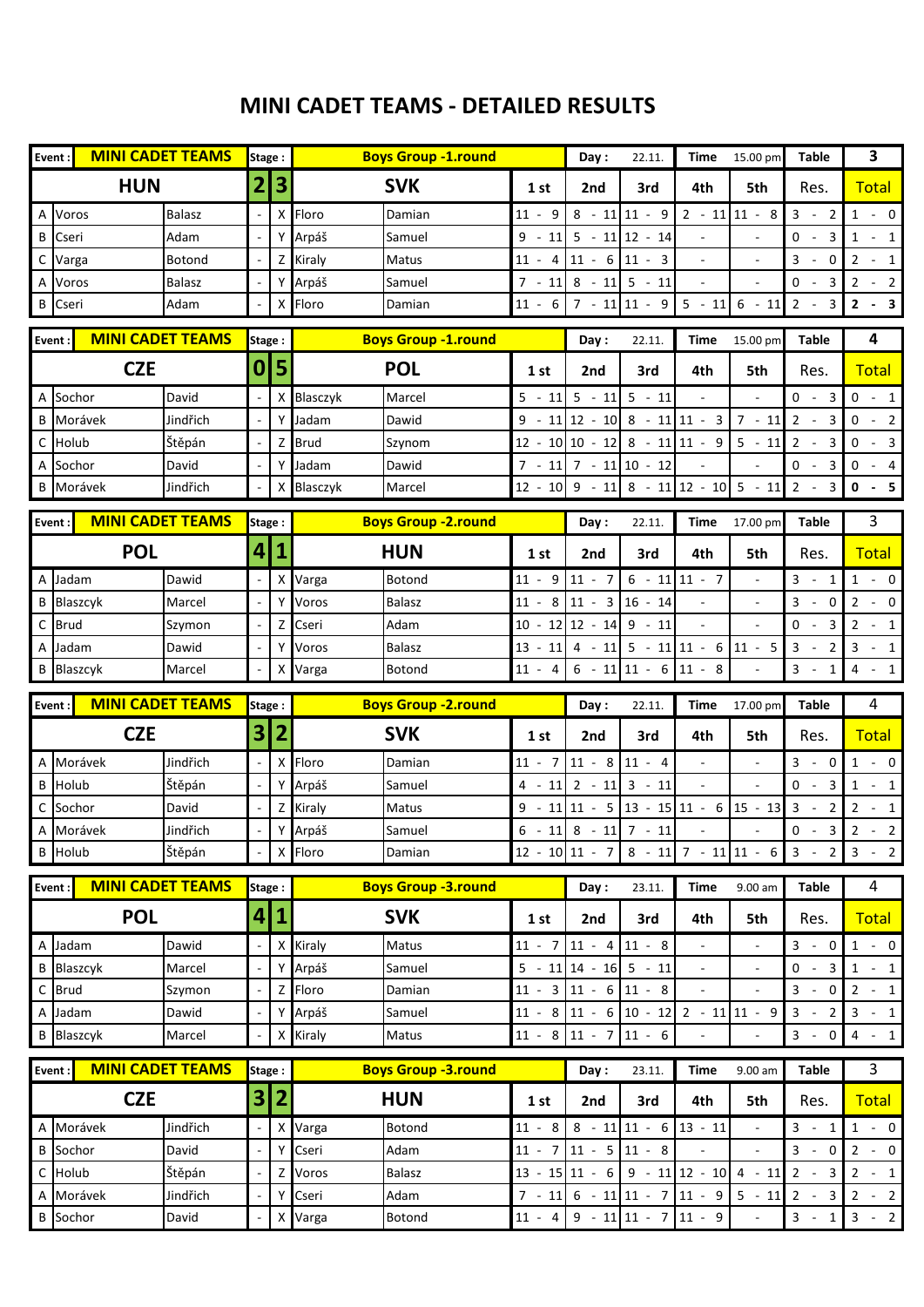# MINI CADET TEAMS - DETAILED RESULTS

| Event : | MINI CADET TEAMS | | Stage : | | | Boys Group -1.round | | Day : | 22.11. | Time | 15.00 pm | Table | 3 |
|---|---|---|---|---|---|---|---|---|---|---|---|---|---|
| | HUN | | 2 | 3 | | SVK | | 1 st | 2nd | 3rd | 4th | 5th | Res. | Total |
| A | Voros | Balasz | - | X | Floro | Damian | 11 - 9 | 8 - 11 | 11 - 9 | 2 - 11 | 11 - 8 | 3 - 2 | 1 - 0 |
| B | Cseri | Adam | - | Y | Arpáš | Samuel | 9 - 11 | 5 - 11 | 12 - 14 | - | - | 0 - 3 | 1 - 1 |
| C | Varga | Botond | - | Z | Kiraly | Matus | 11 - 4 | 11 - 6 | 11 - 3 | - | - | 3 - 0 | 2 - 1 |
| A | Voros | Balasz | - | Y | Arpáš | Samuel | 7 - 11 | 8 - 11 | 5 - 11 | - | - | 0 - 3 | 2 - 2 |
| B | Cseri | Adam | - | X | Floro | Damian | 11 - 6 | 7 - 11 | 11 - 9 | 5 - 11 | 6 - 11 | 2 - 3 | **2 - 3** |

| Event : | MINI CADET TEAMS | | Stage : | | | Boys Group -1.round | | Day : | 22.11. | Time | 15.00 pm | Table | 4 |
|---|---|---|---|---|---|---|---|---|---|---|---|---|---|
| | CZE | | 0 | 5 | | POL | | 1 st | 2nd | 3rd | 4th | 5th | Res. | Total |
| A | Sochor | David | - | X | Blasczyk | Marcel | 5 - 11 | 5 - 11 | 5 - 11 | - | - | 0 - 3 | 0 - 1 |
| B | Morávek | Jindřich | - | Y | Jadam | Dawid | 9 - 11 | 12 - 10 | 8 - 11 | 11 - 3 | 7 - 11 | 2 - 3 | 0 - 2 |
| C | Holub | Štěpán | - | Z | Brud | Szynom | 12 - 10 | 10 - 12 | 8 - 11 | 11 - 9 | 5 - 11 | 2 - 3 | 0 - 3 |
| A | Sochor | David | - | Y | Jadam | Dawid | 7 - 11 | 7 - 11 | 10 - 12 | - | - | 0 - 3 | 0 - 4 |
| B | Morávek | Jindřich | - | X | Blasczyk | Marcel | 12 - 10 | 9 - 11 | 8 - 11 | 12 - 10 | 5 - 11 | 2 - 3 | **0 - 5** |

| Event : | MINI CADET TEAMS | | Stage : | | | Boys Group -2.round | | Day : | 22.11. | Time | 17.00 pm | Table | 3 |
|---|---|---|---|---|---|---|---|---|---|---|---|---|---|
| | POL | | 4 | 1 | | HUN | | 1 st | 2nd | 3rd | 4th | 5th | Res. | Total |
| A | Jadam | Dawid | - | X | Varga | Botond | 11 - 9 | 11 - 7 | 6 - 11 | 11 - 7 | - | 3 - 1 | 1 - 0 |
| B | Blaszcyk | Marcel | - | Y | Voros | Balasz | 11 - 8 | 11 - 3 | 16 - 14 | - | - | 3 - 0 | 2 - 0 |
| C | Brud | Szymon | - | Z | Cseri | Adam | 10 - 12 | 12 - 14 | 9 - 11 | - | - | 0 - 3 | 2 - 1 |
| A | Jadam | Dawid | - | Y | Voros | Balasz | 13 - 11 | 4 - 11 | 5 - 11 | 11 - 6 | 11 - 5 | 3 - 2 | 3 - 1 |
| B | Blaszcyk | Marcel | - | X | Varga | Botond | 11 - 4 | 6 - 11 | 11 - 6 | 11 - 8 | - | 3 - 1 | 4 - 1 |

| Event : | MINI CADET TEAMS | | Stage : | | | Boys Group -2.round | | Day : | 22.11. | Time | 17.00 pm | Table | 4 |
|---|---|---|---|---|---|---|---|---|---|---|---|---|---|
| | CZE | | 3 | 2 | | SVK | | 1 st | 2nd | 3rd | 4th | 5th | Res. | Total |
| A | Morávek | Jindřich | - | X | Floro | Damian | 11 - 7 | 11 - 8 | 11 - 4 | - | - | 3 - 0 | 1 - 0 |
| B | Holub | Štěpán | - | Y | Arpáš | Samuel | 4 - 11 | 2 - 11 | 3 - 11 | - | - | 0 - 3 | 1 - 1 |
| C | Sochor | David | - | Z | Kiraly | Matus | 9 - 11 | 11 - 5 | 13 - 15 | 11 - 6 | 15 - 13 | 3 - 2 | 2 - 1 |
| A | Morávek | Jindřich | - | Y | Arpáš | Samuel | 6 - 11 | 8 - 11 | 7 - 11 | - | - | 0 - 3 | 2 - 2 |
| B | Holub | Štěpán | - | X | Floro | Damian | 12 - 10 | 11 - 7 | 8 - 11 | 7 - 11 | 11 - 6 | 3 - 2 | 3 - 2 |

| Event : | MINI CADET TEAMS | | Stage : | | | Boys Group -3.round | | Day : | 23.11. | Time | 9.00 am | Table | 4 |
|---|---|---|---|---|---|---|---|---|---|---|---|---|---|
| | POL | | 4 | 1 | | SVK | | 1 st | 2nd | 3rd | 4th | 5th | Res. | Total |
| A | Jadam | Dawid | - | X | Kiraly | Matus | 11 - 7 | 11 - 4 | 11 - 8 | - | - | 3 - 0 | 1 - 0 |
| B | Blaszcyk | Marcel | - | Y | Arpáš | Samuel | 5 - 11 | 14 - 16 | 5 - 11 | - | - | 0 - 3 | 1 - 1 |
| C | Brud | Szymon | - | Z | Floro | Damian | 11 - 3 | 11 - 6 | 11 - 8 | - | - | 3 - 0 | 2 - 1 |
| A | Jadam | Dawid | - | Y | Arpáš | Samuel | 11 - 8 | 11 - 6 | 10 - 12 | 2 - 11 | 11 - 9 | 3 - 2 | 3 - 1 |
| B | Blaszcyk | Marcel | - | X | Kiraly | Matus | 11 - 8 | 11 - 7 | 11 - 6 | - | - | 3 - 0 | 4 - 1 |

| Event : | MINI CADET TEAMS | | Stage : | | | Boys Group -3.round | | Day : | 23.11. | Time | 9.00 am | Table | 3 |
|---|---|---|---|---|---|---|---|---|---|---|---|---|---|
| | CZE | | 3 | 2 | | HUN | | 1 st | 2nd | 3rd | 4th | 5th | Res. | Total |
| A | Morávek | Jindřich | - | X | Varga | Botond | 11 - 8 | 8 - 11 | 11 - 6 | 13 - 11 | - | 3 - 1 | 1 - 0 |
| B | Sochor | David | - | Y | Cseri | Adam | 11 - 7 | 11 - 5 | 11 - 8 | - | - | 3 - 0 | 2 - 0 |
| C | Holub | Štěpán | - | Z | Voros | Balasz | 13 - 15 | 11 - 6 | 9 - 11 | 12 - 10 | 4 - 11 | 2 - 3 | 2 - 1 |
| A | Morávek | Jindřich | - | Y | Cseri | Adam | 7 - 11 | 6 - 11 | 11 - 7 | 11 - 9 | 5 - 11 | 2 - 3 | 2 - 2 |
| B | Sochor | David | - | X | Varga | Botond | 11 - 4 | 9 - 11 | 11 - 7 | 11 - 9 | - | 3 - 1 | 3 - 2 |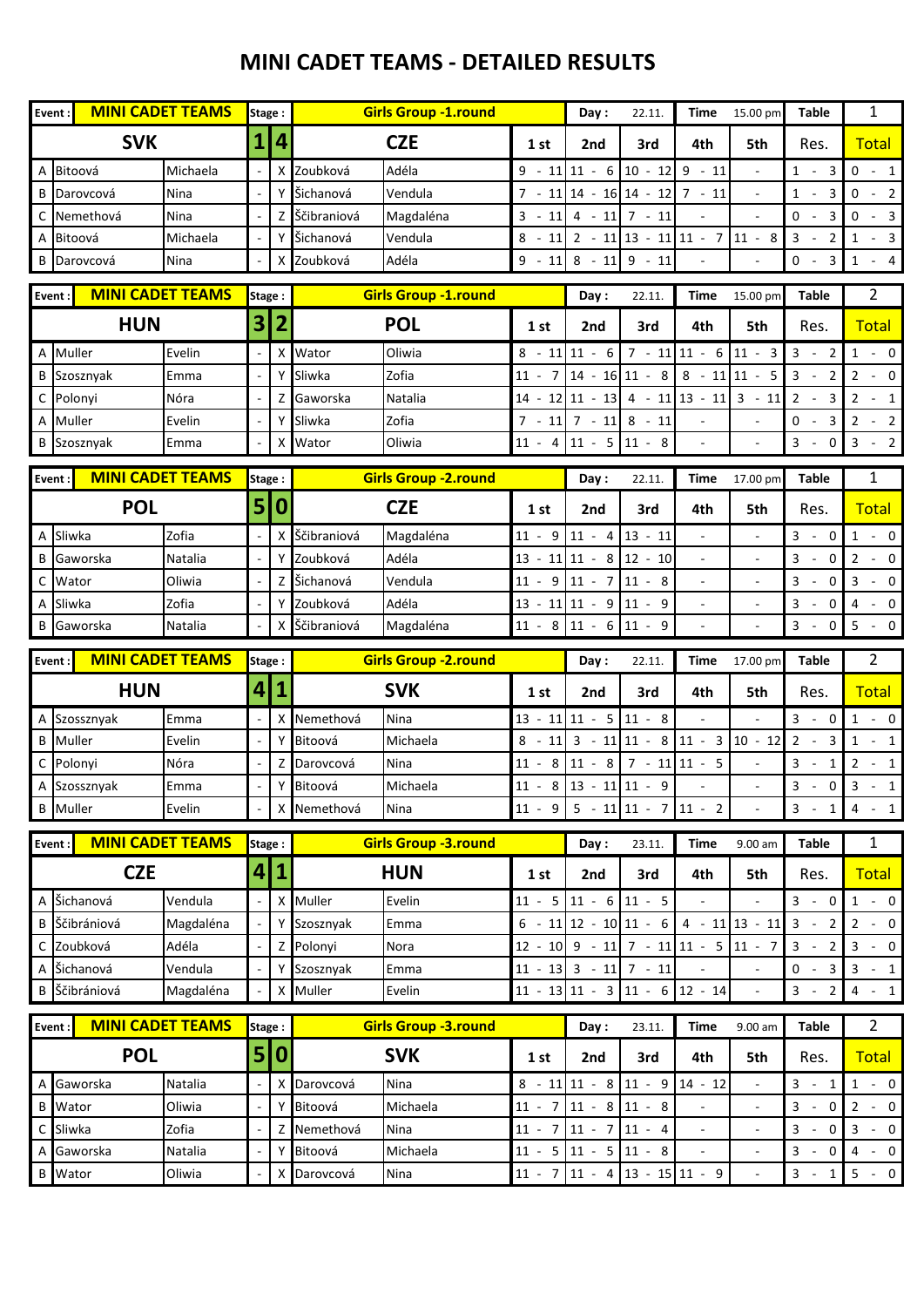# MINI CADET TEAMS - DETAILED RESULTS

| Event : | MINI CADET TEAMS | | Stage : | | | Girls Group -1.round | | Day : | 22.11. | Time | 15.00 pm | Table | 1 |
|---|---|---|---|---|---|---|---|---|---|---|---|---|---|
| | SVK | | 1 | 4 | | CZE | | 1 st | 2nd | 3rd | 4th | 5th | Res. | Total |
| A | Bitoová | Michaela | - | X | Zoubková | Adéla | 9 - 11 | 11 - 6 | 10 - 12 | 9 - 11 | - | 1 - 3 | 0 - 1 |
| B | Darovcová | Nina | - | Y | Šichanová | Vendula | 7 - 11 | 14 - 16 | 14 - 12 | 7 - 11 | - | 1 - 3 | 0 - 2 |
| C | Nemethová | Nina | - | Z | Ščibraniová | Magdaléna | 3 - 11 | 4 - 11 | 7 - 11 | - | - | 0 - 3 | 0 - 3 |
| A | Bitoová | Michaela | - | Y | Šichanová | Vendula | 8 - 11 | 2 - 11 | 13 - 11 | 11 - 7 | 11 - 8 | 3 - 2 | 1 - 3 |
| B | Darovcová | Nina | - | X | Zoubková | Adéla | 9 - 11 | 8 - 11 | 9 - 11 | - | - | 0 - 3 | 1 - 4 |

| Event : | MINI CADET TEAMS | | Stage : | | | Girls Group -1.round | | Day : | 22.11. | Time | 15.00 pm | Table | 2 |
|---|---|---|---|---|---|---|---|---|---|---|---|---|---|
| | HUN | | 3 | 2 | | POL | | 1 st | 2nd | 3rd | 4th | 5th | Res. | Total |
| A | Muller | Evelin | - | X | Wator | Oliwia | 8 - 11 | 11 - 6 | 7 - 11 | 11 - 6 | 11 - 3 | 3 - 2 | 1 - 0 |
| B | Szosznyak | Emma | - | Y | Sliwka | Zofia | 11 - 7 | 14 - 16 | 11 - 8 | 8 - 11 | 11 - 5 | 3 - 2 | 2 - 0 |
| C | Polonyi | Nóra | - | Z | Gaworska | Natalia | 14 - 12 | 11 - 13 | 4 - 11 | 13 - 11 | 3 - 11 | 2 - 3 | 2 - 1 |
| A | Muller | Evelin | - | Y | Sliwka | Zofia | 7 - 11 | 7 - 11 | 8 - 11 | - | - | 0 - 3 | 2 - 2 |
| B | Szosznyak | Emma | - | X | Wator | Oliwia | 11 - 4 | 11 - 5 | 11 - 8 | - | - | 3 - 0 | 3 - 2 |

| Event : | MINI CADET TEAMS | | Stage : | | | Girls Group -2.round | | Day : | 22.11. | Time | 17.00 pm | Table | 1 |
|---|---|---|---|---|---|---|---|---|---|---|---|---|---|
| | POL | | 5 | 0 | | CZE | | 1 st | 2nd | 3rd | 4th | 5th | Res. | Total |
| A | Sliwka | Zofia | - | X | Ščibraniová | Magdaléna | 11 - 9 | 11 - 4 | 13 - 11 | - | - | 3 - 0 | 1 - 0 |
| B | Gaworska | Natalia | - | Y | Zoubková | Adéla | 13 - 11 | 11 - 8 | 12 - 10 | - | - | 3 - 0 | 2 - 0 |
| C | Wator | Oliwia | - | Z | Šichanová | Vendula | 11 - 9 | 11 - 7 | 11 - 8 | - | - | 3 - 0 | 3 - 0 |
| A | Sliwka | Zofia | - | Y | Zoubková | Adéla | 13 - 11 | 11 - 9 | 11 - 9 | - | - | 3 - 0 | 4 - 0 |
| B | Gaworska | Natalia | - | X | Ščibraniová | Magdaléna | 11 - 8 | 11 - 6 | 11 - 9 | - | - | 3 - 0 | 5 - 0 |

| Event : | MINI CADET TEAMS | | Stage : | | | Girls Group -2.round | | Day : | 22.11. | Time | 17.00 pm | Table | 2 |
|---|---|---|---|---|---|---|---|---|---|---|---|---|---|
| | HUN | | 4 | 1 | | SVK | | 1 st | 2nd | 3rd | 4th | 5th | Res. | Total |
| A | Szossznyak | Emma | - | X | Nemethová | Nina | 13 - 11 | 11 - 5 | 11 - 8 | - | - | 3 - 0 | 1 - 0 |
| B | Muller | Evelin | - | Y | Bitoová | Michaela | 8 - 11 | 3 - 11 | 11 - 8 | 11 - 3 | 10 - 12 | 2 - 3 | 1 - 1 |
| C | Polonyi | Nóra | - | Z | Darovcová | Nina | 11 - 8 | 11 - 8 | 7 - 11 | 11 - 5 | - | 3 - 1 | 2 - 1 |
| A | Szossznyak | Emma | - | Y | Bitoová | Michaela | 11 - 8 | 13 - 11 | 11 - 9 | - | - | 3 - 0 | 3 - 1 |
| B | Muller | Evelin | - | X | Nemethová | Nina | 11 - 9 | 5 - 11 | 11 - 7 | 11 - 2 | - | 3 - 1 | 4 - 1 |

| Event : | MINI CADET TEAMS | | Stage : | | | Girls Group -3.round | | Day : | 23.11. | Time | 9.00 am | Table | 1 |
|---|---|---|---|---|---|---|---|---|---|---|---|---|---|
| | CZE | | 4 | 1 | | HUN | | 1 st | 2nd | 3rd | 4th | 5th | Res. | Total |
| A | Šichanová | Vendula | - | X | Muller | Evelin | 11 - 5 | 11 - 6 | 11 - 5 | - | - | 3 - 0 | 1 - 0 |
| B | Ščibrániová | Magdaléna | - | Y | Szosznyak | Emma | 6 - 11 | 12 - 10 | 11 - 6 | 4 - 11 | 13 - 11 | 3 - 2 | 2 - 0 |
| C | Zoubková | Adéla | - | Z | Polonyi | Nora | 12 - 10 | 9 - 11 | 7 - 11 | 11 - 5 | 11 - 7 | 3 - 2 | 3 - 0 |
| A | Šichanová | Vendula | - | Y | Szosznyak | Emma | 11 - 13 | 3 - 11 | 7 - 11 | - | - | 0 - 3 | 3 - 1 |
| B | Ščibrániová | Magdaléna | - | X | Muller | Evelin | 11 - 13 | 11 - 3 | 11 - 6 | 12 - 14 | - | 3 - 2 | 4 - 1 |

| Event : | MINI CADET TEAMS | | Stage : | | | Girls Group -3.round | | Day : | 23.11. | Time | 9.00 am | Table | 2 |
|---|---|---|---|---|---|---|---|---|---|---|---|---|---|
| | POL | | 5 | 0 | | SVK | | 1 st | 2nd | 3rd | 4th | 5th | Res. | Total |
| A | Gaworska | Natalia | - | X | Darovcová | Nina | 8 - 11 | 11 - 8 | 11 - 9 | 14 - 12 | - | 3 - 1 | 1 - 0 |
| B | Wator | Oliwia | - | Y | Bitoová | Michaela | 11 - 7 | 11 - 8 | 11 - 8 | - | - | 3 - 0 | 2 - 0 |
| C | Sliwka | Zofia | - | Z | Nemethová | Nina | 11 - 7 | 11 - 7 | 11 - 4 | - | - | 3 - 0 | 3 - 0 |
| A | Gaworska | Natalia | - | Y | Bitoová | Michaela | 11 - 5 | 11 - 5 | 11 - 8 | - | - | 3 - 0 | 4 - 0 |
| B | Wator | Oliwia | - | X | Darovcová | Nina | 11 - 7 | 11 - 4 | 13 - 15 | 11 - 9 | - | 3 - 1 | 5 - 0 |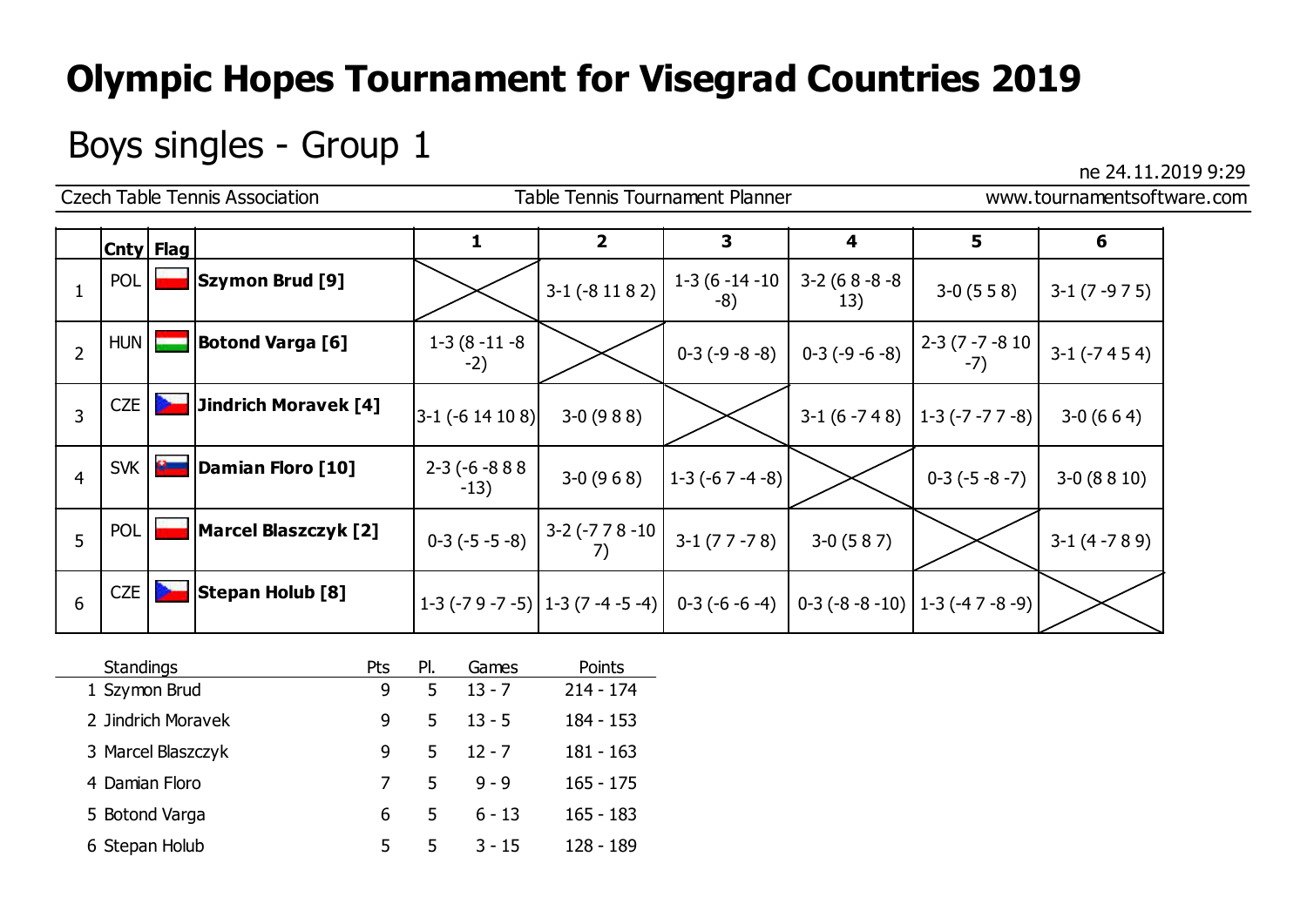# Olympic Hopes Tournament for Visegrad Countries 2019

## Boys singles - Group 1

ne 24.11.2019 9:29

Czech Table Tennis Association | Table Tennis Tournament Planner | www.tournamentsoftware.com

| | Cnty | Flag | | 1 | 2 | 3 | 4 | 5 | 6 |
|---|---|---|---|---|---|---|---|---|---|
| 1 | POL | | **Szymon Brud [9]** | | 3-1 (-8 11 8 2) | 1-3 (6 -14 -10 -8) | 3-2 (6 8 -8 -8 13) | 3-0 (5 5 8) | 3-1 (7 -9 7 5) |
| 2 | HUN | | **Botond Varga [6]** | 1-3 (8 -11 -8 -2) | | 0-3 (-9 -8 -8) | 0-3 (-9 -6 -8) | 2-3 (7 -7 -8 10 -7) | 3-1 (-7 4 5 4) |
| 3 | CZE | | **Jindrich Moravek [4]** | 3-1 (-6 14 10 8) | 3-0 (9 8 8) | | 3-1 (6 -7 4 8) | 1-3 (-7 -7 7 -8) | 3-0 (6 6 4) |
| 4 | SVK | | **Damian Floro [10]** | 2-3 (-6 -8 8 8 -13) | 3-0 (9 6 8) | 1-3 (-6 7 -4 -8) | | 0-3 (-5 -8 -7) | 3-0 (8 8 10) |
| 5 | POL | | **Marcel Blaszczyk [2]** | 0-3 (-5 -5 -8) | 3-2 (-7 7 8 -10 7) | 3-1 (7 7 -7 8) | 3-0 (5 8 7) | | 3-1 (4 -7 8 9) |
| 6 | CZE | | **Stepan Holub [8]** | 1-3 (-7 9 -7 -5) | 1-3 (7 -4 -5 -4) | 0-3 (-6 -6 -4) | 0-3 (-8 -8 -10) | 1-3 (-4 7 -8 -9) | |

| Standings | Pts | Pl. | Games | Points |
|---|---|---|---|---|
| 1 Szymon Brud | 9 | 5 | 13 - 7 | 214 - 174 |
| 2 Jindrich Moravek | 9 | 5 | 13 - 5 | 184 - 153 |
| 3 Marcel Blaszczyk | 9 | 5 | 12 - 7 | 181 - 163 |
| 4 Damian Floro | 7 | 5 | 9 - 9 | 165 - 175 |
| 5 Botond Varga | 6 | 5 | 6 - 13 | 165 - 183 |
| 6 Stepan Holub | 5 | 5 | 3 - 15 | 128 - 189 |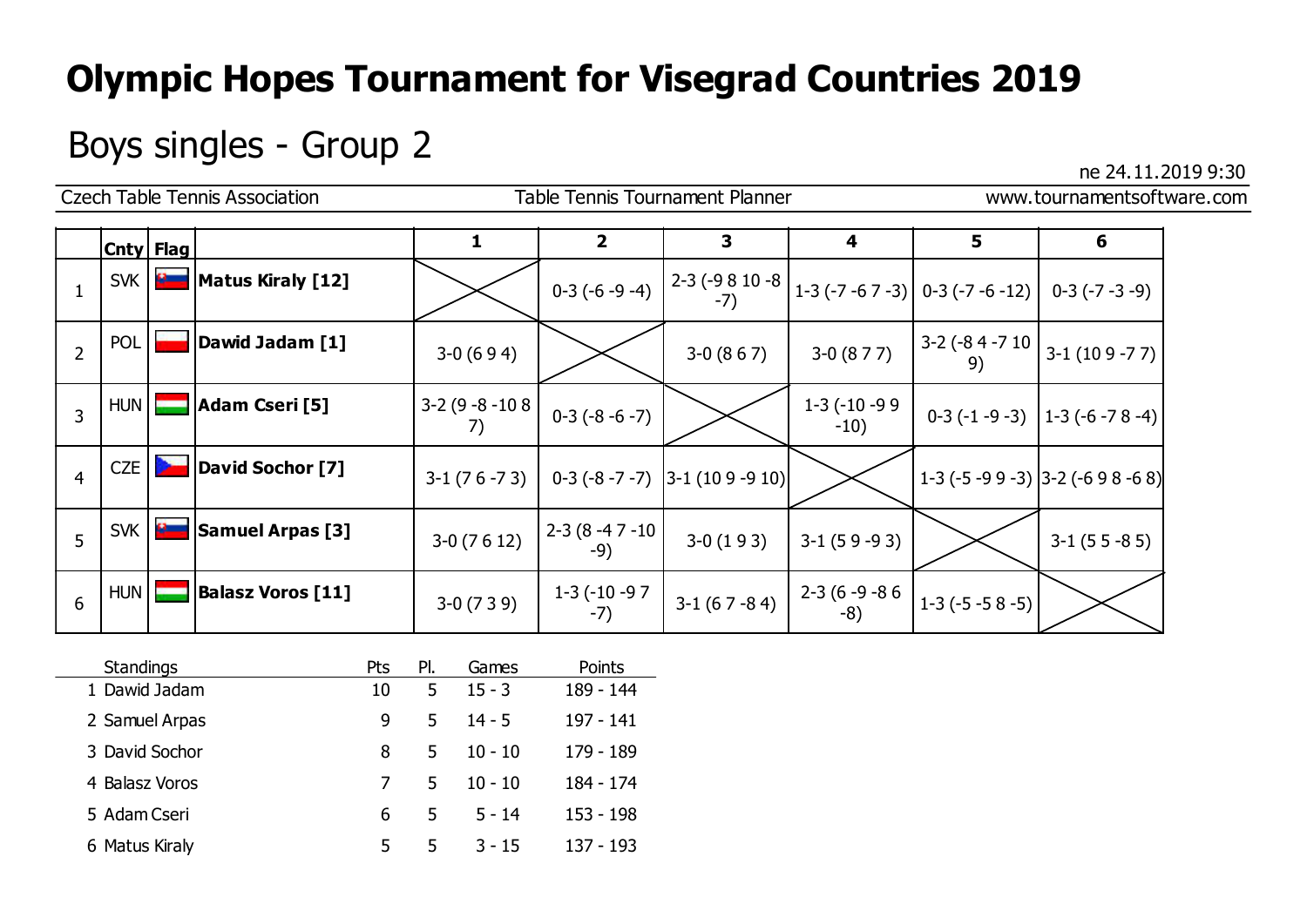# Olympic Hopes Tournament for Visegrad Countries 2019

## Boys singles - Group 2

ne 24.11.2019 9:30

Czech Table Tennis Association | Table Tennis Tournament Planner | www.tournamentsoftware.com

| | Cnty | Flag | | 1 | 2 | 3 | 4 | 5 | 6 |
|---|---|---|---|---|---|---|---|---|---|
| 1 | SVK | | **Matus Kiraly [12]** | | 0-3 (-6 -9 -4) | 2-3 (-9 8 10 -8 -7) | 1-3 (-7 -6 7 -3) | 0-3 (-7 -6 -12) | 0-3 (-7 -3 -9) |
| 2 | POL | | **Dawid Jadam [1]** | 3-0 (6 9 4) | | 3-0 (8 6 7) | 3-0 (8 7 7) | 3-2 (-8 4 -7 10 9) | 3-1 (10 9 -7 7) |
| 3 | HUN | | **Adam Cseri [5]** | 3-2 (9 -8 -10 8 7) | 0-3 (-8 -6 -7) | | 1-3 (-10 -9 9 -10) | 0-3 (-1 -9 -3) | 1-3 (-6 -7 8 -4) |
| 4 | CZE | | **David Sochor [7]** | 3-1 (7 6 -7 3) | 0-3 (-8 -7 -7) | 3-1 (10 9 -9 10) | | 1-3 (-5 -9 9 -3) | 3-2 (-6 9 8 -6 8) |
| 5 | SVK | | **Samuel Arpas [3]** | 3-0 (7 6 12) | 2-3 (8 -4 7 -10 -9) | 3-0 (1 9 3) | 3-1 (5 9 -9 3) | | 3-1 (5 5 -8 5) |
| 6 | HUN | | **Balasz Voros [11]** | 3-0 (7 3 9) | 1-3 (-10 -9 7 -7) | 3-1 (6 7 -8 4) | 2-3 (6 -9 -8 6 -8) | 1-3 (-5 -5 8 -5) | |

| Standings | Pts | Pl. | Games | Points |
|---|---|---|---|---|
| 1 Dawid Jadam | 10 | 5 | 15 - 3 | 189 - 144 |
| 2 Samuel Arpas | 9 | 5 | 14 - 5 | 197 - 141 |
| 3 David Sochor | 8 | 5 | 10 - 10 | 179 - 189 |
| 4 Balasz Voros | 7 | 5 | 10 - 10 | 184 - 174 |
| 5 Adam Cseri | 6 | 5 | 5 - 14 | 153 - 198 |
| 6 Matus Kiraly | 5 | 5 | 3 - 15 | 137 - 193 |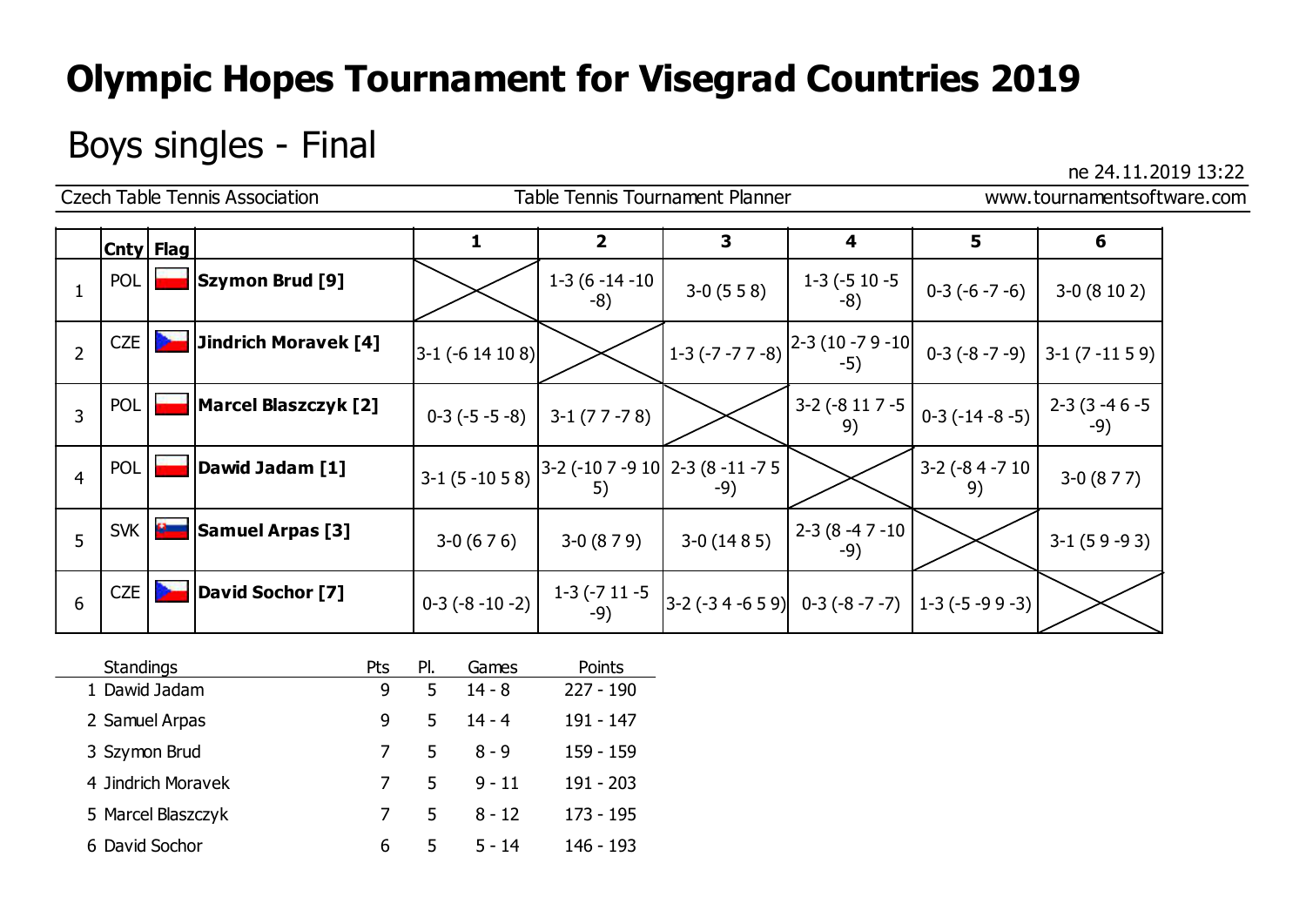# Olympic Hopes Tournament for Visegrad Countries 2019

## Boys singles - Final

ne 24.11.2019 13:22

Czech Table Tennis Association | Table Tennis Tournament Planner | www.tournamentsoftware.com

| | Cnty | Flag | | 1 | 2 | 3 | 4 | 5 | 6 |
|---|---|---|---|---|---|---|---|---|---|
| 1 | POL | | **Szymon Brud [9]** | | 1-3 (6 -14 -10 -8) | 3-0 (5 5 8) | 1-3 (-5 10 -5 -8) | 0-3 (-6 -7 -6) | 3-0 (8 10 2) |
| 2 | CZE | | **Jindrich Moravek [4]** | 3-1 (-6 14 10 8) | | 1-3 (-7 -7 7 -8) | 2-3 (10 -7 9 -10 -5) | 0-3 (-8 -7 -9) | 3-1 (7 -11 5 9) |
| 3 | POL | | **Marcel Blaszczyk [2]** | 0-3 (-5 -5 -8) | 3-1 (7 7 -7 8) | | 3-2 (-8 11 7 -5 9) | 0-3 (-14 -8 -5) | 2-3 (3 -4 6 -5 -9) |
| 4 | POL | | **Dawid Jadam [1]** | 3-1 (5 -10 5 8) | 3-2 (-10 7 -9 10 5) | 2-3 (8 -11 -7 5 -9) | | 3-2 (-8 4 -7 10 9) | 3-0 (8 7 7) |
| 5 | SVK | | **Samuel Arpas [3]** | 3-0 (6 7 6) | 3-0 (8 7 9) | 3-0 (14 8 5) | 2-3 (8 -4 7 -10 -9) | | 3-1 (5 9 -9 3) |
| 6 | CZE | | **David Sochor [7]** | 0-3 (-8 -10 -2) | 1-3 (-7 11 -5 -9) | 3-2 (-3 4 -6 5 9) | 0-3 (-8 -7 -7) | 1-3 (-5 -9 9 -3) | |

| Standings | Pts | Pl. | Games | Points |
|---|---|---|---|---|
| 1 Dawid Jadam | 9 | 5 | 14 - 8 | 227 - 190 |
| 2 Samuel Arpas | 9 | 5 | 14 - 4 | 191 - 147 |
| 3 Szymon Brud | 7 | 5 | 8 - 9 | 159 - 159 |
| 4 Jindrich Moravek | 7 | 5 | 9 - 11 | 191 - 203 |
| 5 Marcel Blaszczyk | 7 | 5 | 8 - 12 | 173 - 195 |
| 6 David Sochor | 6 | 5 | 5 - 14 | 146 - 193 |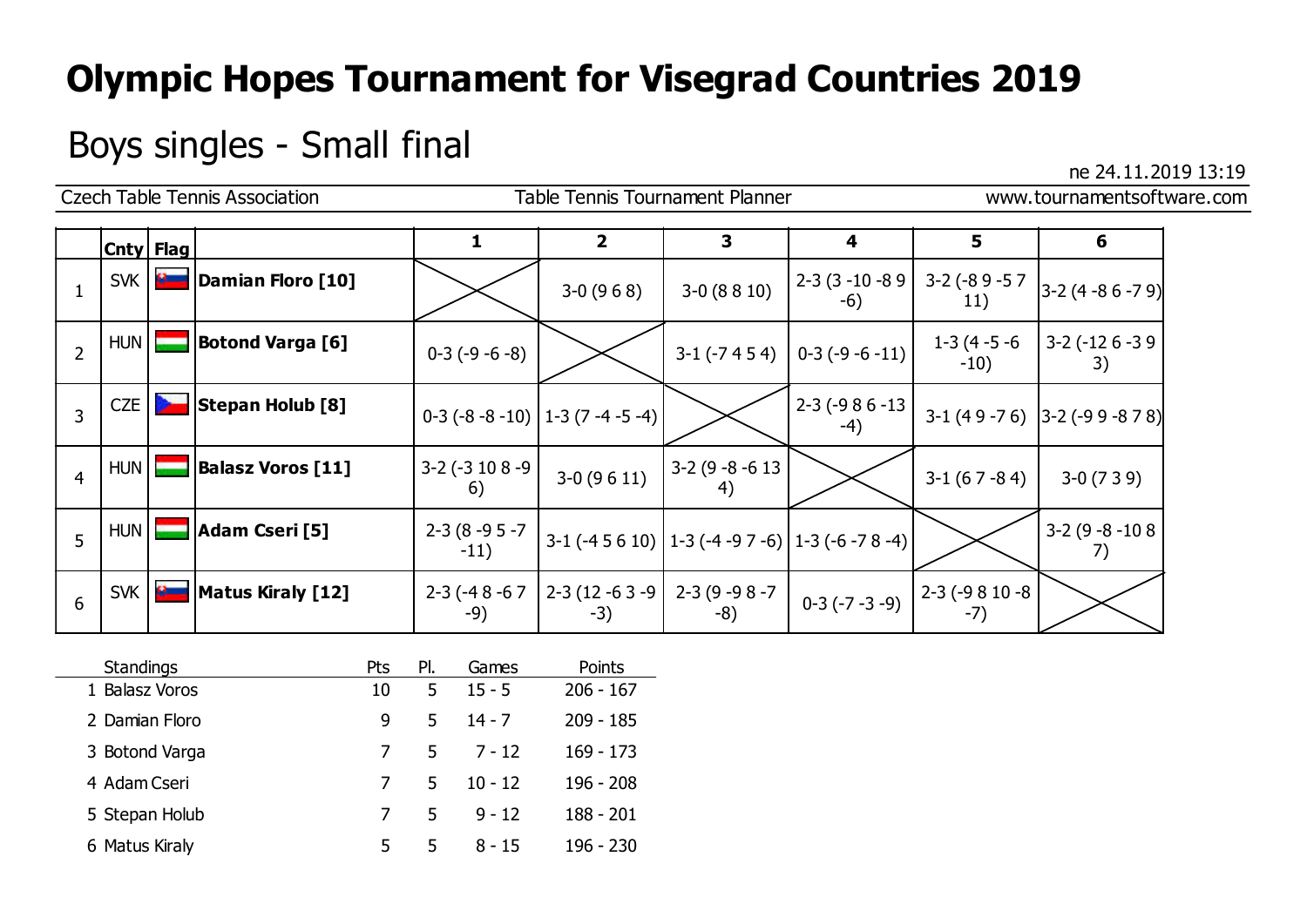# Olympic Hopes Tournament for Visegrad Countries 2019

## Boys singles - Small final

ne 24.11.2019 13:19

Czech Table Tennis Association | Table Tennis Tournament Planner | www.tournamentsoftware.com

| | Cnty | Flag | | 1 | 2 | 3 | 4 | 5 | 6 |
|---|---|---|---|---|---|---|---|---|---|
| 1 | SVK | | **Damian Floro [10]** | | 3-0 (9 6 8) | 3-0 (8 8 10) | 2-3 (3 -10 -8 9 -6) | 3-2 (-8 9 -5 7 11) | 3-2 (4 -8 6 -7 9) |
| 2 | HUN | | **Botond Varga [6]** | 0-3 (-9 -6 -8) | | 3-1 (-7 4 5 4) | 0-3 (-9 -6 -11) | 1-3 (4 -5 -6 -10) | 3-2 (-12 6 -3 9 3) |
| 3 | CZE | | **Stepan Holub [8]** | 0-3 (-8 -8 -10) | 1-3 (7 -4 -5 -4) | | 2-3 (-9 8 6 -13 -4) | 3-1 (4 9 -7 6) | 3-2 (-9 9 -8 7 8) |
| 4 | HUN | | **Balasz Voros [11]** | 3-2 (-3 10 8 -9 6) | 3-0 (9 6 11) | 3-2 (9 -8 -6 13 4) | | 3-1 (6 7 -8 4) | 3-0 (7 3 9) |
| 5 | HUN | | **Adam Cseri [5]** | 2-3 (8 -9 5 -7 -11) | 3-1 (-4 5 6 10) | 1-3 (-4 -9 7 -6) | 1-3 (-6 -7 8 -4) | | 3-2 (9 -8 -10 8 7) |
| 6 | SVK | | **Matus Kiraly [12]** | 2-3 (-4 8 -6 7 -9) | 2-3 (12 -6 3 -9 -3) | 2-3 (9 -9 8 -7 -8) | 0-3 (-7 -3 -9) | 2-3 (-9 8 10 -8 -7) | |

| Standings | Pts | Pl. | Games | Points |
|---|---|---|---|---|
| 1 Balasz Voros | 10 | 5 | 15 - 5 | 206 - 167 |
| 2 Damian Floro | 9 | 5 | 14 - 7 | 209 - 185 |
| 3 Botond Varga | 7 | 5 | 7 - 12 | 169 - 173 |
| 4 Adam Cseri | 7 | 5 | 10 - 12 | 196 - 208 |
| 5 Stepan Holub | 7 | 5 | 9 - 12 | 188 - 201 |
| 6 Matus Kiraly | 5 | 5 | 8 - 15 | 196 - 230 |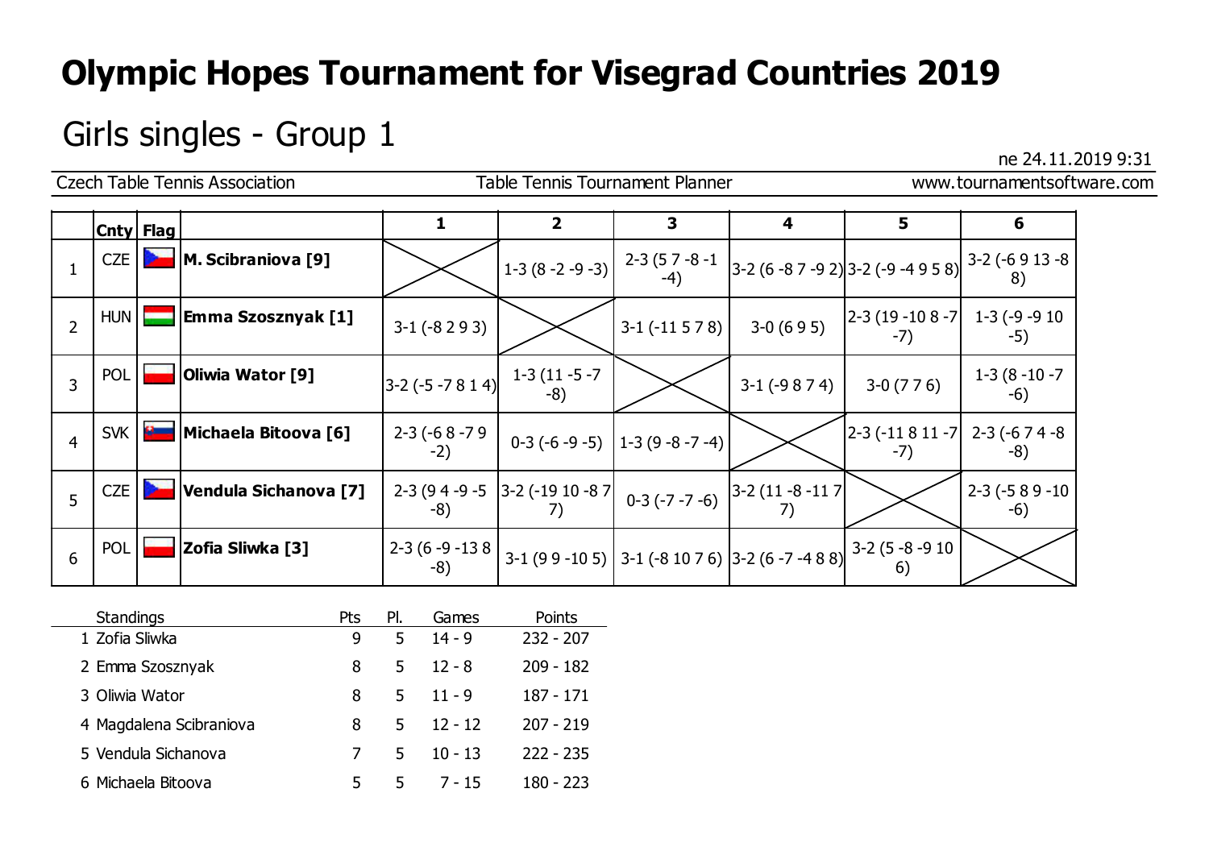# Olympic Hopes Tournament for Visegrad Countries 2019

## Girls singles - Group 1

ne 24.11.2019 9:31

Czech Table Tennis Association | Table Tennis Tournament Planner | www.tournamentsoftware.com

| | Cnty | Flag | | 1 | 2 | 3 | 4 | 5 | 6 |
|---|---|---|---|---|---|---|---|---|---|
| 1 | CZE | | **M. Scibraniova [9]** | | 1-3 (8 -2 -9 -3) | 2-3 (5 7 -8 -1 -4) | 3-2 (6 -8 7 -9 2) | 3-2 (-9 -4 9 5 8) | 3-2 (-6 9 13 -8 8) |
| 2 | HUN | | **Emma Szosznyak [1]** | 3-1 (-8 2 9 3) | | 3-1 (-11 5 7 8) | 3-0 (6 9 5) | 2-3 (19 -10 8 -7 -7) | 1-3 (-9 -9 10 -5) |
| 3 | POL | | **Oliwia Wator [9]** | 3-2 (-5 -7 8 1 4) | 1-3 (11 -5 -7 -8) | | 3-1 (-9 8 7 4) | 3-0 (7 7 6) | 1-3 (8 -10 -7 -6) |
| 4 | SVK | | **Michaela Bitoova [6]** | 2-3 (-6 8 -7 9 -2) | 0-3 (-6 -9 -5) | 1-3 (9 -8 -7 -4) | | 2-3 (-11 8 11 -7 -7) | 2-3 (-6 7 4 -8 -8) |
| 5 | CZE | | **Vendula Sichanova [7]** | 2-3 (9 4 -9 -5 -8) | 3-2 (-19 10 -8 7 7) | 0-3 (-7 -7 -6) | 3-2 (11 -8 -11 7 7) | | 2-3 (-5 8 9 -10 -6) |
| 6 | POL | | **Zofia Sliwka [3]** | 2-3 (6 -9 -13 8 -8) | 3-1 (9 9 -10 5) | 3-1 (-8 10 7 6) | 3-2 (6 -7 -4 8 8) | 3-2 (5 -8 -9 10 6) | |

| Standings | Pts | Pl. | Games | Points |
|---|---|---|---|---|
| 1 Zofia Sliwka | 9 | 5 | 14 - 9 | 232 - 207 |
| 2 Emma Szosznyak | 8 | 5 | 12 - 8 | 209 - 182 |
| 3 Oliwia Wator | 8 | 5 | 11 - 9 | 187 - 171 |
| 4 Magdalena Scibraniova | 8 | 5 | 12 - 12 | 207 - 219 |
| 5 Vendula Sichanova | 7 | 5 | 10 - 13 | 222 - 235 |
| 6 Michaela Bitoova | 5 | 5 | 7 - 15 | 180 - 223 |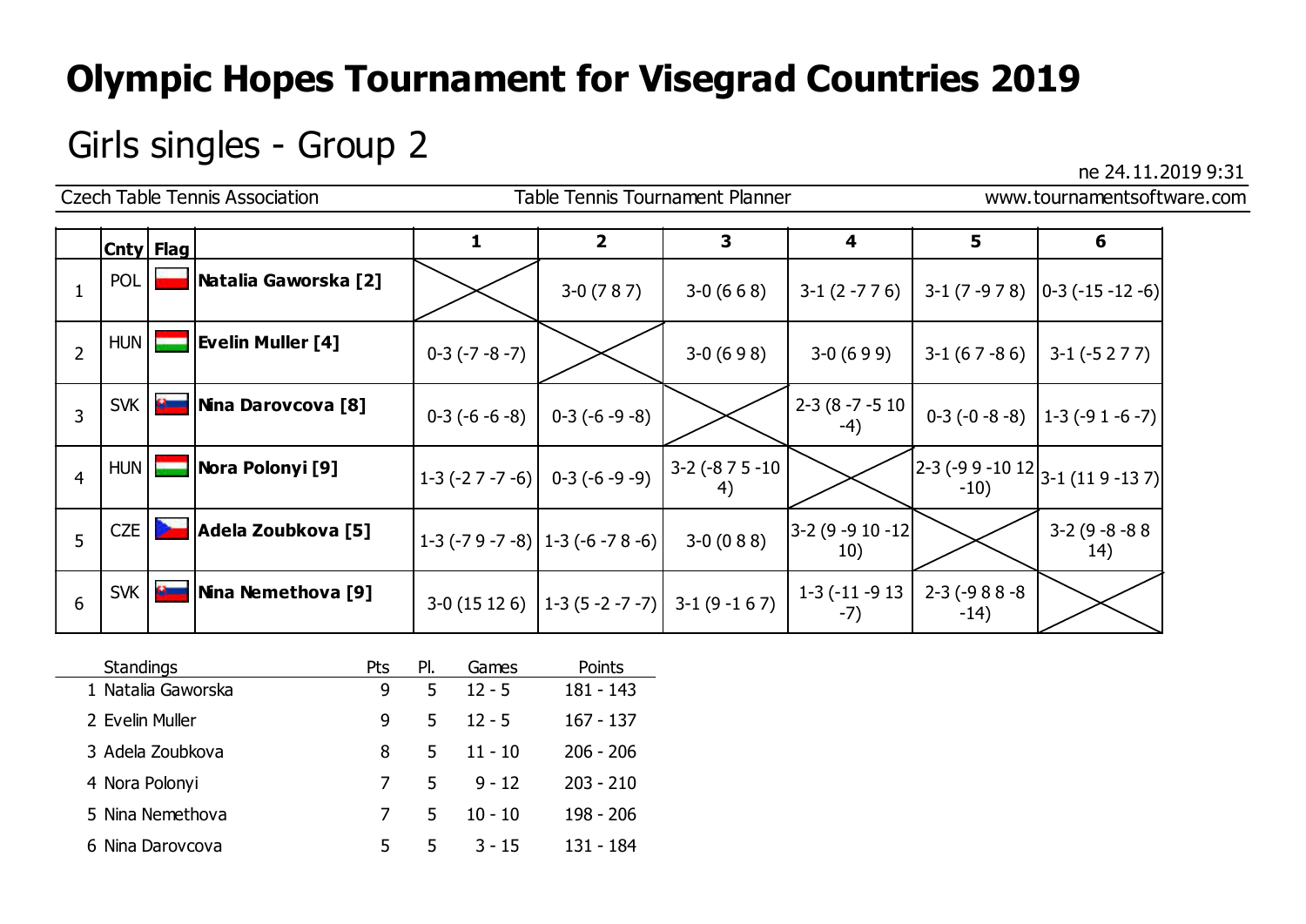# Olympic Hopes Tournament for Visegrad Countries 2019

## Girls singles - Group 2

ne 24.11.2019 9:31

Czech Table Tennis Association | Table Tennis Tournament Planner | www.tournamentsoftware.com

| | Cnty | Flag | | 1 | 2 | 3 | 4 | 5 | 6 |
|---|---|---|---|---|---|---|---|---|---|
| 1 | POL | | **Natalia Gaworska [2]** | | 3-0 (7 8 7) | 3-0 (6 6 8) | 3-1 (2 -7 7 6) | 3-1 (7 -9 7 8) | 0-3 (-15 -12 -6) |
| 2 | HUN | | **Evelin Muller [4]** | 0-3 (-7 -8 -7) | | 3-0 (6 9 8) | 3-0 (6 9 9) | 3-1 (6 7 -8 6) | 3-1 (-5 2 7 7) |
| 3 | SVK | | **Nina Darovcova [8]** | 0-3 (-6 -6 -8) | 0-3 (-6 -9 -8) | | 2-3 (8 -7 -5 10 -4) | 0-3 (-0 -8 -8) | 1-3 (-9 1 -6 -7) |
| 4 | HUN | | **Nora Polonyi [9]** | 1-3 (-2 7 -7 -6) | 0-3 (-6 -9 -9) | 3-2 (-8 7 5 -10 4) | | 2-3 (-9 9 -10 12 -10) | 3-1 (11 9 -13 7) |
| 5 | CZE | | **Adela Zoubkova [5]** | 1-3 (-7 9 -7 -8) | 1-3 (-6 -7 8 -6) | 3-0 (0 8 8) | 3-2 (9 -9 10 -12 10) | | 3-2 (9 -8 -8 8 14) |
| 6 | SVK | | **Nina Nemethova [9]** | 3-0 (15 12 6) | 1-3 (5 -2 -7 -7) | 3-1 (9 -1 6 7) | 1-3 (-11 -9 13 -7) | 2-3 (-9 8 8 -8 -14) | |

| Standings | Pts | Pl. | Games | Points |
|---|---|---|---|---|
| 1 Natalia Gaworska | 9 | 5 | 12 - 5 | 181 - 143 |
| 2 Evelin Muller | 9 | 5 | 12 - 5 | 167 - 137 |
| 3 Adela Zoubkova | 8 | 5 | 11 - 10 | 206 - 206 |
| 4 Nora Polonyi | 7 | 5 | 9 - 12 | 203 - 210 |
| 5 Nina Nemethova | 7 | 5 | 10 - 10 | 198 - 206 |
| 6 Nina Darovcova | 5 | 5 | 3 - 15 | 131 - 184 |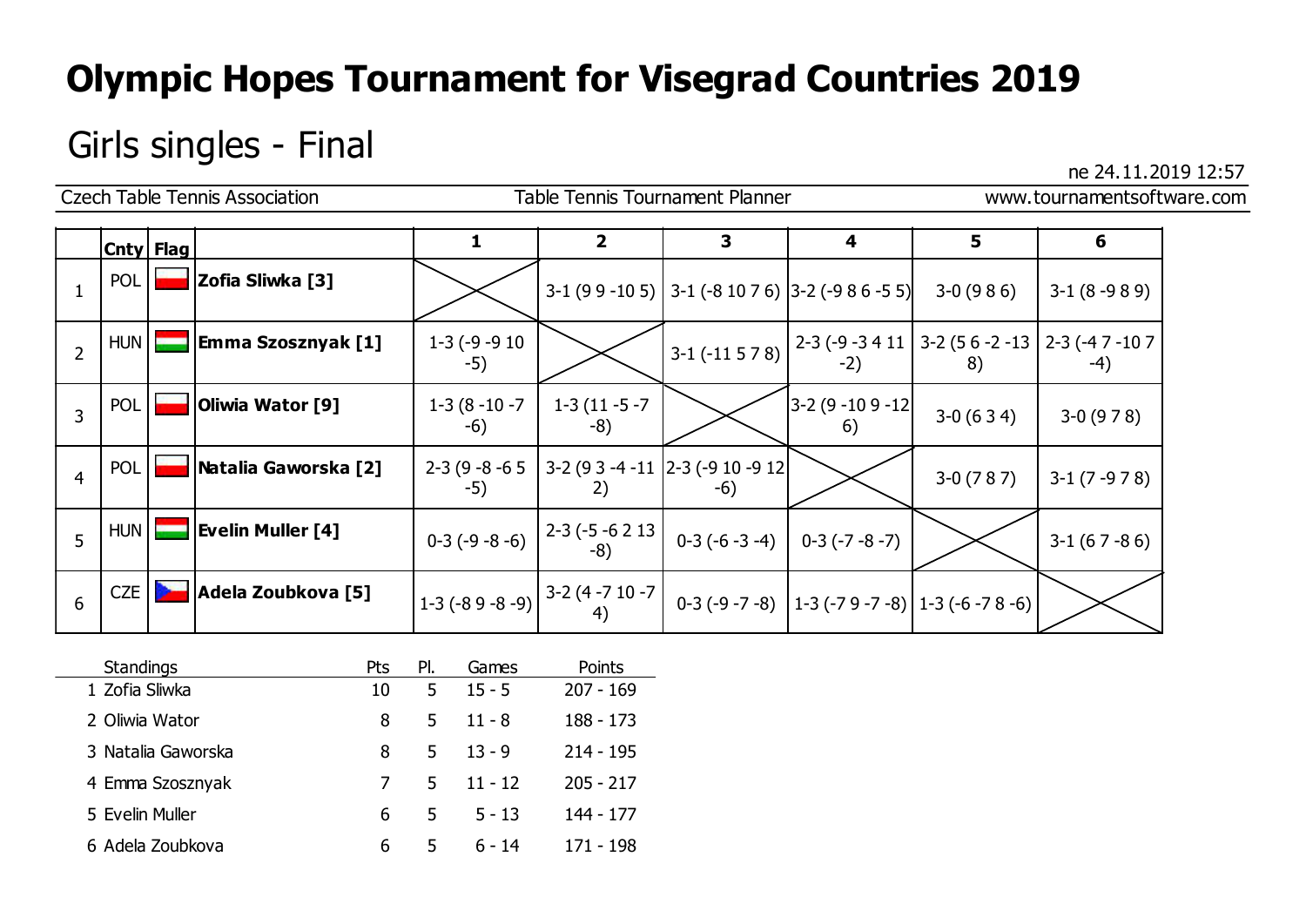# Olympic Hopes Tournament for Visegrad Countries 2019

## Girls singles - Final

ne 24.11.2019 12:57

Czech Table Tennis Association | Table Tennis Tournament Planner | www.tournamentsoftware.com

| | Cnty | Flag | | 1 | 2 | 3 | 4 | 5 | 6 |
|---|---|---|---|---|---|---|---|---|---|
| 1 | POL | | **Zofia Sliwka [3]** | | 3-1 (9 9 -10 5) | 3-1 (-8 10 7 6) | 3-2 (-9 8 6 -5 5) | 3-0 (9 8 6) | 3-1 (8 -9 8 9) |
| 2 | HUN | | **Emma Szosznyak [1]** | 1-3 (-9 -9 10 -5) | | 3-1 (-11 5 7 8) | 2-3 (-9 -3 4 11 -2) | 3-2 (5 6 -2 -13 8) | 2-3 (-4 7 -10 7 -4) |
| 3 | POL | | **Oliwia Wator [9]** | 1-3 (8 -10 -7 -6) | 1-3 (11 -5 -7 -8) | | 3-2 (9 -10 9 -12 6) | 3-0 (6 3 4) | 3-0 (9 7 8) |
| 4 | POL | | **Natalia Gaworska [2]** | 2-3 (9 -8 -6 5 -5) | 3-2 (9 3 -4 -11 2) | 2-3 (-9 10 -9 12 -6) | | 3-0 (7 8 7) | 3-1 (7 -9 7 8) |
| 5 | HUN | | **Evelin Muller [4]** | 0-3 (-9 -8 -6) | 2-3 (-5 -6 2 13 -8) | 0-3 (-6 -3 -4) | 0-3 (-7 -8 -7) | | 3-1 (6 7 -8 6) |
| 6 | CZE | | **Adela Zoubkova [5]** | 1-3 (-8 9 -8 -9) | 3-2 (4 -7 10 -7 4) | 0-3 (-9 -7 -8) | 1-3 (-7 9 -7 -8) | 1-3 (-6 -7 8 -6) | |

| Standings | Pts | Pl. | Games | Points |
|---|---|---|---|---|
| 1 Zofia Sliwka | 10 | 5 | 15 - 5 | 207 - 169 |
| 2 Oliwia Wator | 8 | 5 | 11 - 8 | 188 - 173 |
| 3 Natalia Gaworska | 8 | 5 | 13 - 9 | 214 - 195 |
| 4 Emma Szosznyak | 7 | 5 | 11 - 12 | 205 - 217 |
| 5 Evelin Muller | 6 | 5 | 5 - 13 | 144 - 177 |
| 6 Adela Zoubkova | 6 | 5 | 6 - 14 | 171 - 198 |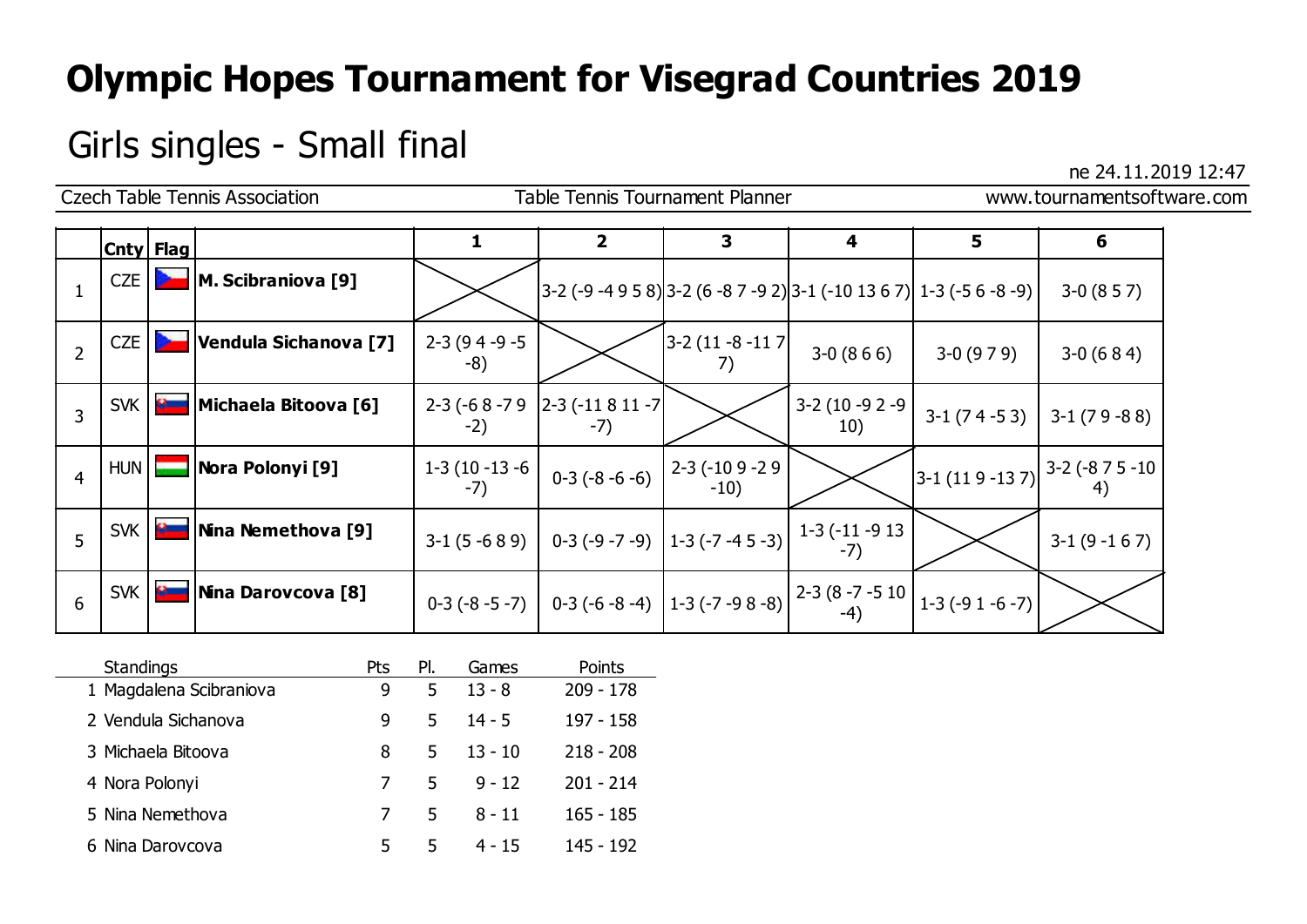# Olympic Hopes Tournament for Visegrad Countries 2019

## Girls singles - Small final

ne 24.11.2019 12:47

Czech Table Tennis Association | Table Tennis Tournament Planner | www.tournamentsoftware.com

| | Cnty | Flag | | 1 | 2 | 3 | 4 | 5 | 6 |
|---|---|---|---|---|---|---|---|---|---|
| 1 | CZE | | **M. Scibraniova [9]** | | 3-2 (-9 -4 9 5 8) | 3-2 (6 -8 7 -9 2) | 3-1 (-10 13 6 7) | 1-3 (-5 6 -8 -9) | 3-0 (8 5 7) |
| 2 | CZE | | **Vendula Sichanova [7]** | 2-3 (9 4 -9 -5 -8) | | 3-2 (11 -8 -11 7 7) | 3-0 (8 6 6) | 3-0 (9 7 9) | 3-0 (6 8 4) |
| 3 | SVK | | **Michaela Bitoova [6]** | 2-3 (-6 8 -7 9 -2) | 2-3 (-11 8 11 -7 -7) | | 3-2 (10 -9 2 -9 10) | 3-1 (7 4 -5 3) | 3-1 (7 9 -8 8) |
| 4 | HUN | | **Nora Polonyi [9]** | 1-3 (10 -13 -6 -7) | 0-3 (-8 -6 -6) | 2-3 (-10 9 -2 9 -10) | | 3-1 (11 9 -13 7) | 3-2 (-8 7 5 -10 4) |
| 5 | SVK | | **Nina Nemethova [9]** | 3-1 (5 -6 8 9) | 0-3 (-9 -7 -9) | 1-3 (-7 -4 5 -3) | 1-3 (-11 -9 13 -7) | | 3-1 (9 -1 6 7) |
| 6 | SVK | | **Nina Darovcova [8]** | 0-3 (-8 -5 -7) | 0-3 (-6 -8 -4) | 1-3 (-7 -9 8 -8) | 2-3 (8 -7 -5 10 -4) | 1-3 (-9 1 -6 -7) | |

| Standings | Pts | Pl. | Games | Points |
|---|---|---|---|---|
| 1 Magdalena Scibraniova | 9 | 5 | 13 - 8 | 209 - 178 |
| 2 Vendula Sichanova | 9 | 5 | 14 - 5 | 197 - 158 |
| 3 Michaela Bitoova | 8 | 5 | 13 - 10 | 218 - 208 |
| 4 Nora Polonyi | 7 | 5 | 9 - 12 | 201 - 214 |
| 5 Nina Nemethova | 7 | 5 | 8 - 11 | 165 - 185 |
| 6 Nina Darovcova | 5 | 5 | 4 - 15 | 145 - 192 |